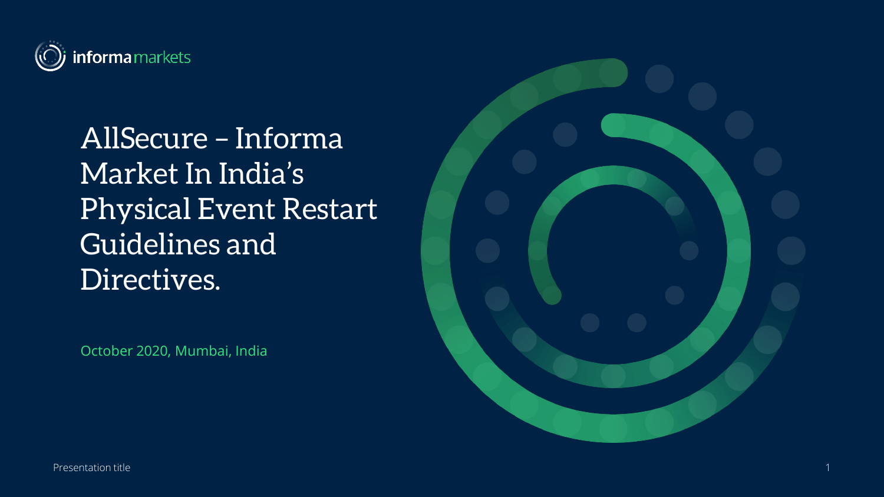# AllSecure – Informa Market In India's Physical Event Restart Guidelines and Directives.

October 2020, Mumbai, India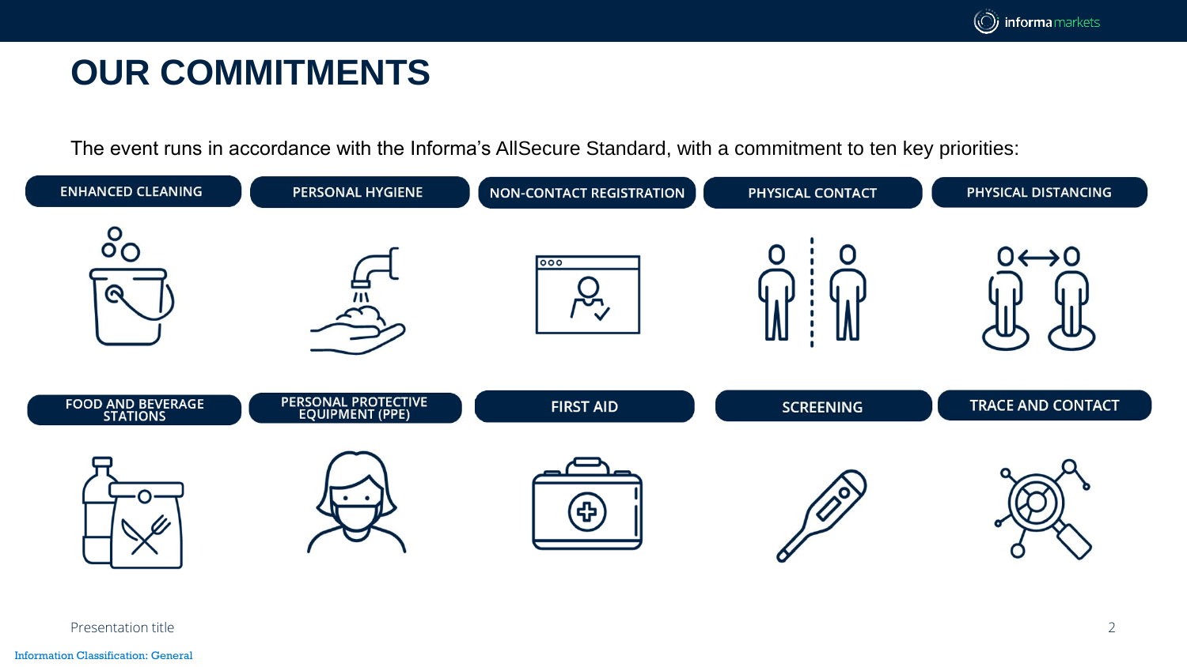# OUR COMMITMENTS

The event runs in accordance with the Informa's AllSecure Standard, with a commitment to ten key priorities:

- ENHANCED CLEANING
- PERSONAL HYGIENE
- NON-CONTACT REGISTRATION
- PHYSICAL CONTACT
- PHYSICAL DISTANCING
- FOOD AND BEVERAGE STATIONS
- PERSONAL PROTECTIVE EQUIPMENT (PPE)
- FIRST AID
- SCREENING
- TRACE AND CONTACT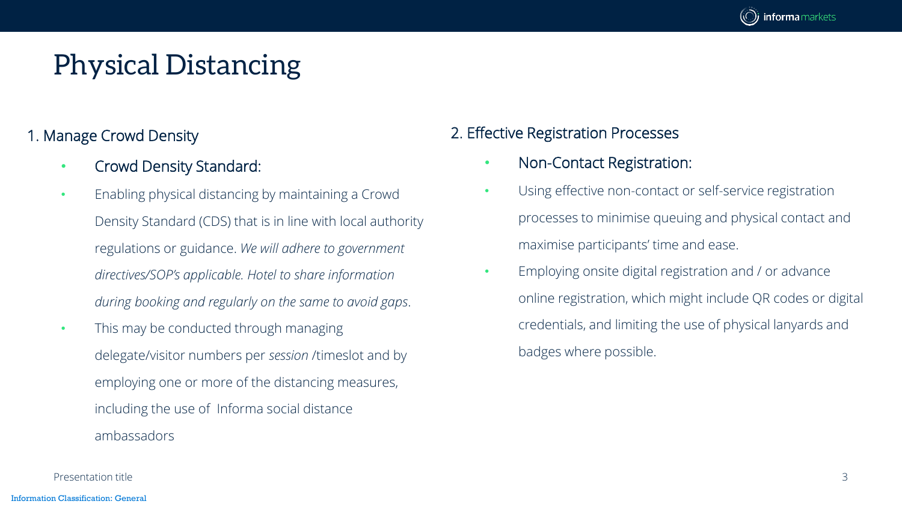# Physical Distancing

1. Manage Crowd Density

- Crowd Density Standard:
- Enabling physical distancing by maintaining a Crowd Density Standard (CDS) that is in line with local authority regulations or guidance. *We will adhere to government directives/SOP's applicable. Hotel to share information during booking and regularly on the same to avoid gaps*.
- This may be conducted through managing delegate/visitor numbers per *session* /timeslot and by employing one or more of the distancing measures, including the use of Informa social distance ambassadors

2. Effective Registration Processes

- Non-Contact Registration:
- Using effective non-contact or self-service registration processes to minimise queuing and physical contact and maximise participants' time and ease.
- Employing onsite digital registration and / or advance online registration, which might include QR codes or digital credentials, and limiting the use of physical lanyards and badges where possible.

Information Classification: General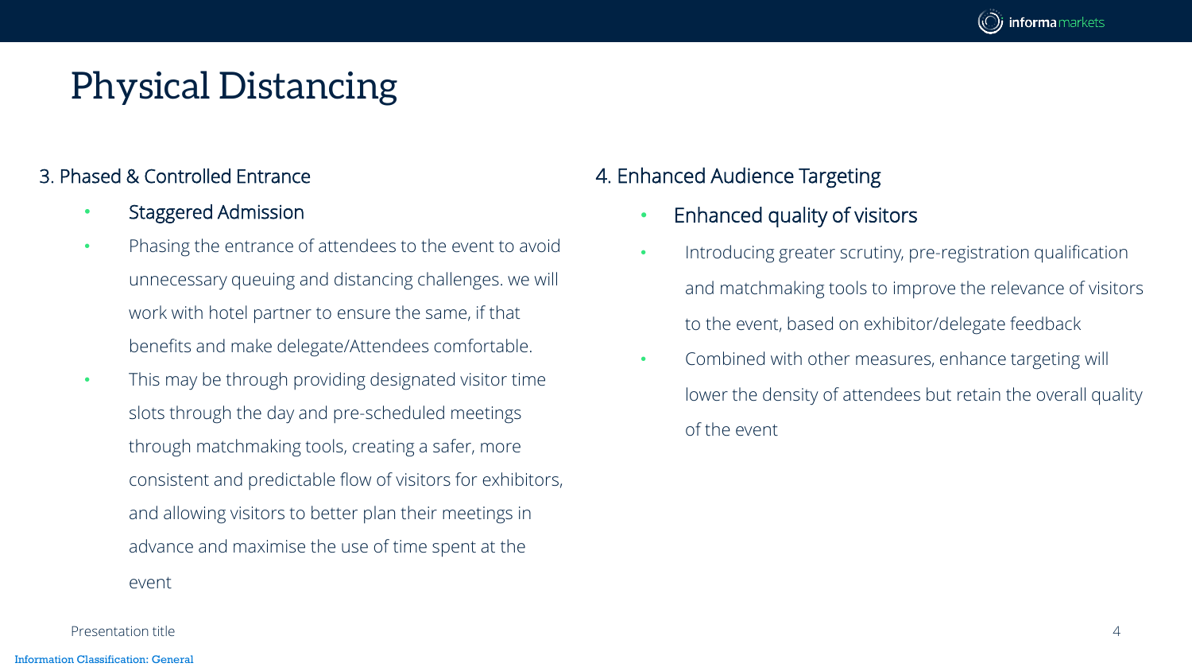# Physical Distancing

3. Phased & Controlled Entrance

- Staggered Admission
- Phasing the entrance of attendees to the event to avoid unnecessary queuing and distancing challenges. we will work with hotel partner to ensure the same, if that benefits and make delegate/Attendees comfortable.
- This may be through providing designated visitor time slots through the day and pre-scheduled meetings through matchmaking tools, creating a safer, more consistent and predictable flow of visitors for exhibitors, and allowing visitors to better plan their meetings in advance and maximise the use of time spent at the event

4. Enhanced Audience Targeting

- Enhanced quality of visitors
- Introducing greater scrutiny, pre-registration qualification and matchmaking tools to improve the relevance of visitors to the event, based on exhibitor/delegate feedback
- Combined with other measures, enhance targeting will lower the density of attendees but retain the overall quality of the event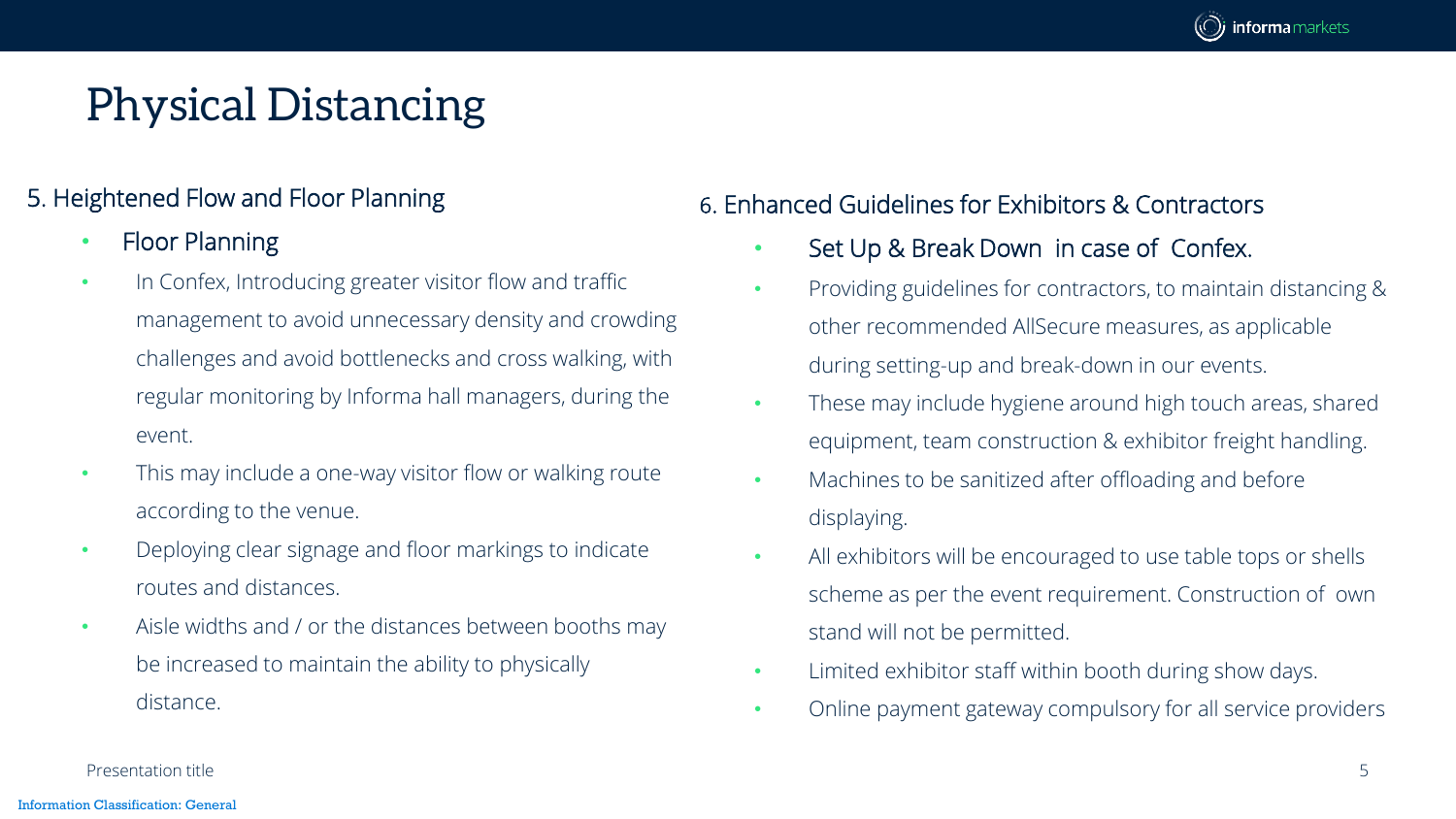# Physical Distancing

## 5. Heightened Flow and Floor Planning

- Floor Planning
- In Confex, Introducing greater visitor flow and traffic management to avoid unnecessary density and crowding challenges and avoid bottlenecks and cross walking, with regular monitoring by Informa hall managers, during the event.
- This may include a one-way visitor flow or walking route according to the venue.
- Deploying clear signage and floor markings to indicate routes and distances.
- Aisle widths and / or the distances between booths may be increased to maintain the ability to physically distance.

## 6. Enhanced Guidelines for Exhibitors & Contractors

- Set Up & Break Down in case of Confex.
- Providing guidelines for contractors, to maintain distancing & other recommended AllSecure measures, as applicable during setting-up and break-down in our events.
- These may include hygiene around high touch areas, shared equipment, team construction & exhibitor freight handling.
- Machines to be sanitized after offloading and before displaying.
- All exhibitors will be encouraged to use table tops or shells scheme as per the event requirement. Construction of own stand will not be permitted.
- Limited exhibitor staff within booth during show days.
- Online payment gateway compulsory for all service providers

Information Classification: General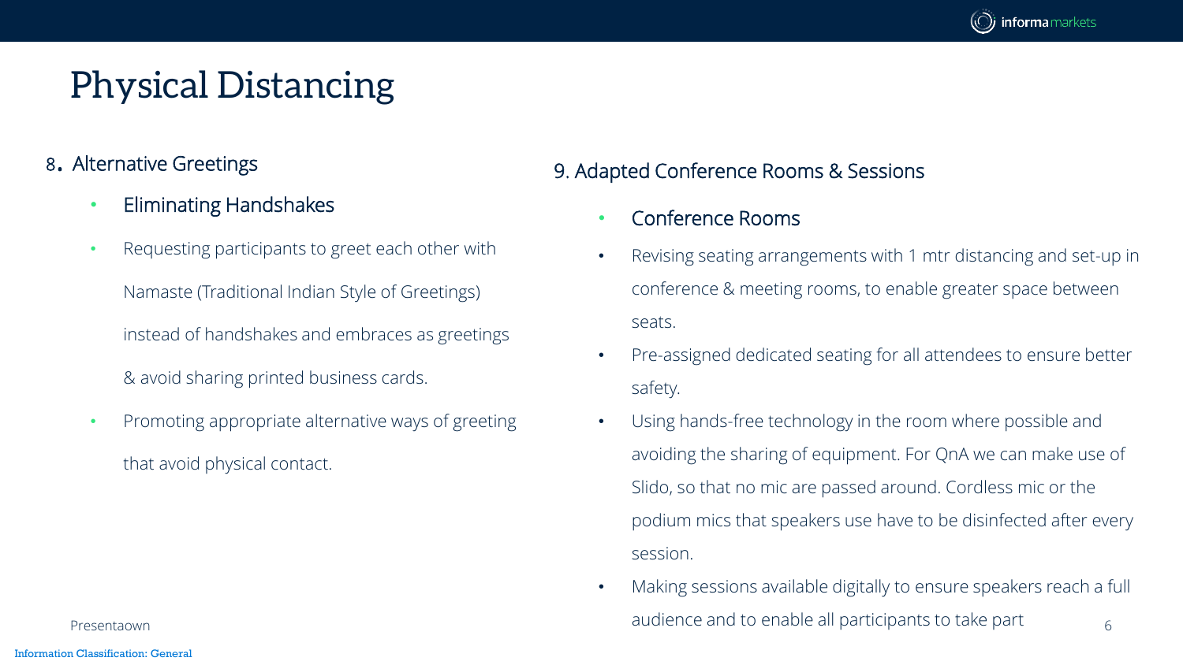# Physical Distancing

## 8. Alternative Greetings

- Eliminating Handshakes
- Requesting participants to greet each other with Namaste (Traditional Indian Style of Greetings) instead of handshakes and embraces as greetings & avoid sharing printed business cards.
- Promoting appropriate alternative ways of greeting that avoid physical contact.

## 9. Adapted Conference Rooms & Sessions

- Conference Rooms
- Revising seating arrangements with 1 mtr distancing and set-up in conference & meeting rooms, to enable greater space between seats.
- Pre-assigned dedicated seating for all attendees to ensure better safety.
- Using hands-free technology in the room where possible and avoiding the sharing of equipment. For QnA we can make use of Slido, so that no mic are passed around. Cordless mic or the podium mics that speakers use have to be disinfected after every session.
- Making sessions available digitally to ensure speakers reach a full audience and to enable all participants to take part

Presentaown

Information Classification: General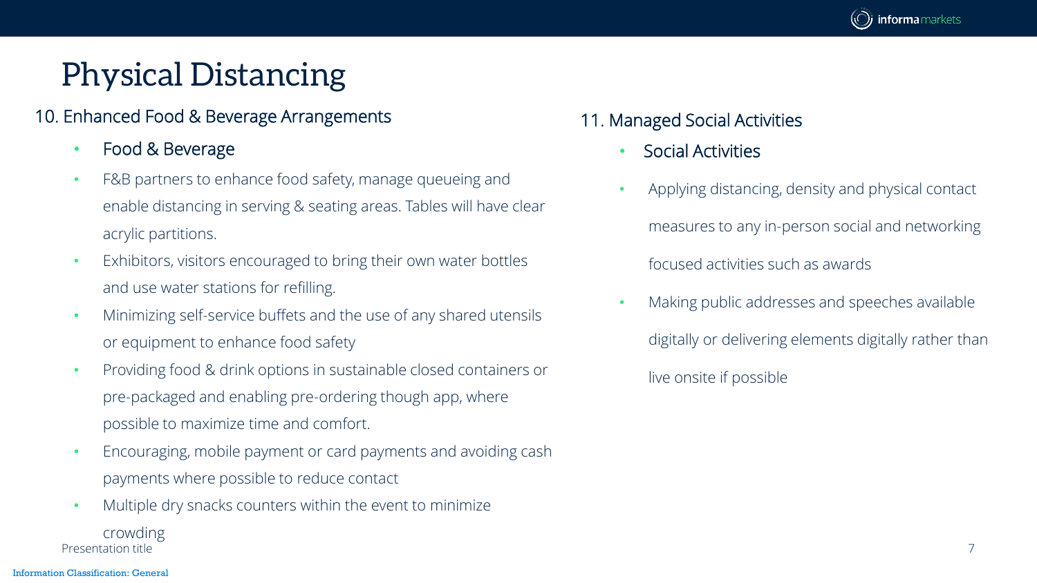# Physical Distancing

## 10. Enhanced Food & Beverage Arrangements

- Food & Beverage
- F&B partners to enhance food safety, manage queueing and enable distancing in serving & seating areas. Tables will have clear acrylic partitions.
- Exhibitors, visitors encouraged to bring their own water bottles and use water stations for refilling.
- Minimizing self-service buffets and the use of any shared utensils or equipment to enhance food safety
- Providing food & drink options in sustainable closed containers or pre-packaged and enabling pre-ordering though app, where possible to maximize time and comfort.
- Encouraging, mobile payment or card payments and avoiding cash payments where possible to reduce contact
- Multiple dry snacks counters within the event to minimize crowding

## 11. Managed Social Activities

- Social Activities
- Applying distancing, density and physical contact measures to any in-person social and networking focused activities such as awards
- Making public addresses and speeches available digitally or delivering elements digitally rather than live onsite if possible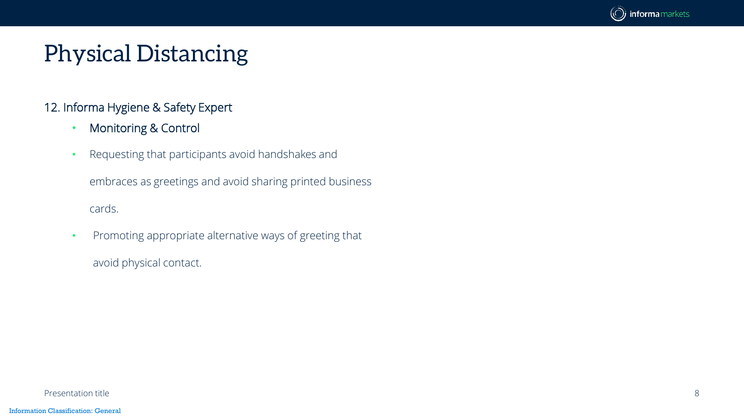# Physical Distancing

12. Informa Hygiene & Safety Expert

- Monitoring & Control
- Requesting that participants avoid handshakes and embraces as greetings and avoid sharing printed business cards.
- Promoting appropriate alternative ways of greeting that avoid physical contact.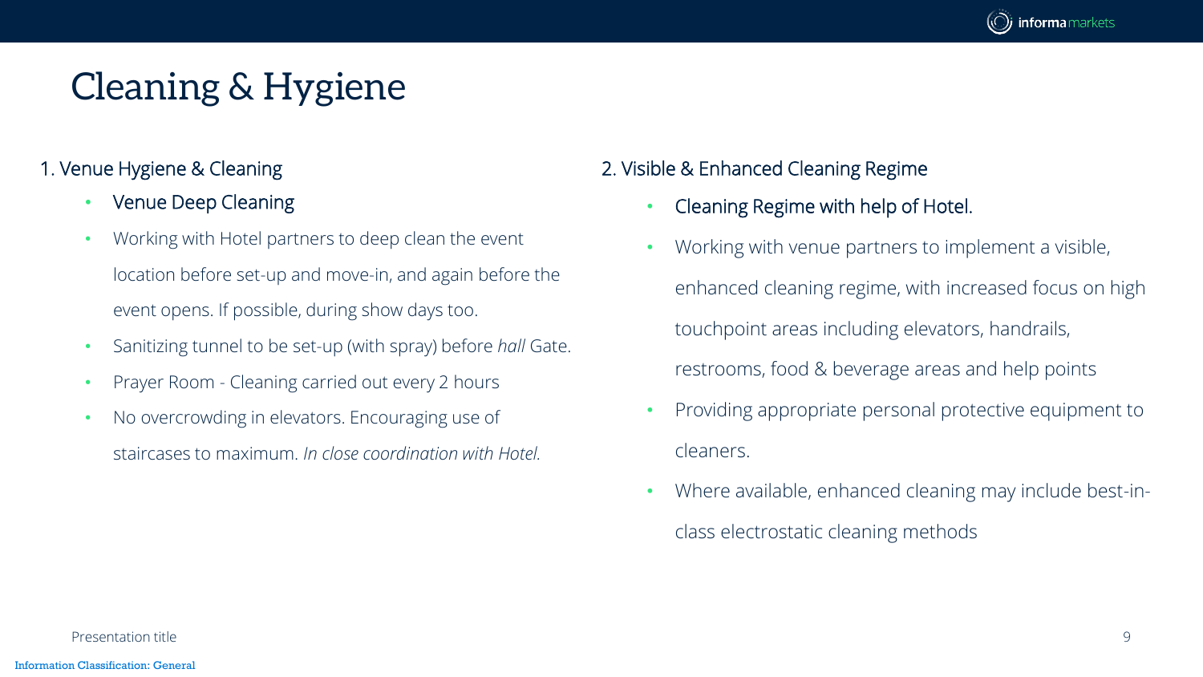# Cleaning & Hygiene

## 1. Venue Hygiene & Cleaning

- Venue Deep Cleaning
- Working with Hotel partners to deep clean the event location before set-up and move-in, and again before the event opens. If possible, during show days too.
- Sanitizing tunnel to be set-up (with spray) before *hall* Gate.
- Prayer Room - Cleaning carried out every 2 hours
- No overcrowding in elevators. Encouraging use of staircases to maximum. *In close coordination with Hotel.*

## 2. Visible & Enhanced Cleaning Regime

- Cleaning Regime with help of Hotel.
- Working with venue partners to implement a visible, enhanced cleaning regime, with increased focus on high touchpoint areas including elevators, handrails, restrooms, food & beverage areas and help points
- Providing appropriate personal protective equipment to cleaners.
- Where available, enhanced cleaning may include best-in-class electrostatic cleaning methods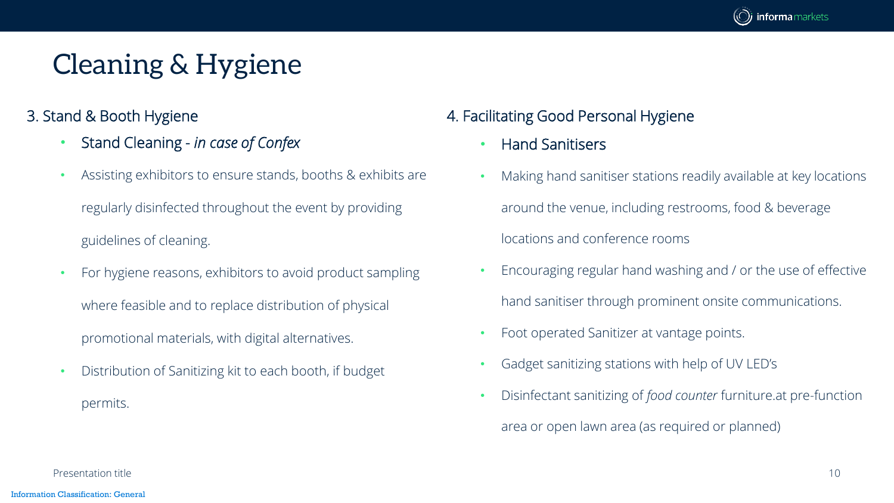# Cleaning & Hygiene

## 3. Stand & Booth Hygiene

- Stand Cleaning - *in case of Confex*
- Assisting exhibitors to ensure stands, booths & exhibits are regularly disinfected throughout the event by providing guidelines of cleaning.
- For hygiene reasons, exhibitors to avoid product sampling where feasible and to replace distribution of physical promotional materials, with digital alternatives.
- Distribution of Sanitizing kit to each booth, if budget permits.

## 4. Facilitating Good Personal Hygiene

- Hand Sanitisers
- Making hand sanitiser stations readily available at key locations around the venue, including restrooms, food & beverage locations and conference rooms
- Encouraging regular hand washing and / or the use of effective hand sanitiser through prominent onsite communications.
- Foot operated Sanitizer at vantage points.
- Gadget sanitizing stations with help of UV LED's
- Disinfectant sanitizing of *food counter* furniture.at pre-function area or open lawn area (as required or planned)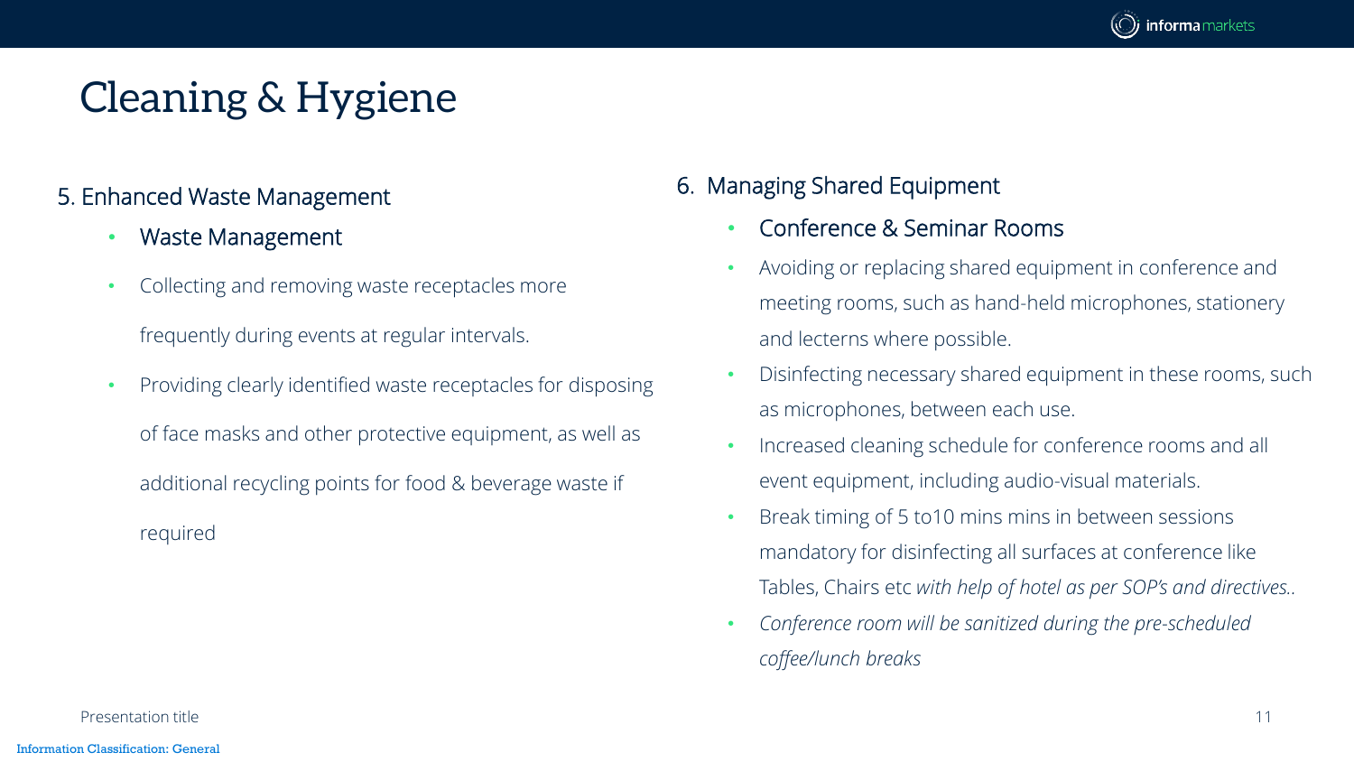# Cleaning & Hygiene

## 5. Enhanced Waste Management

- Waste Management
- Collecting and removing waste receptacles more frequently during events at regular intervals.
- Providing clearly identified waste receptacles for disposing of face masks and other protective equipment, as well as additional recycling points for food & beverage waste if required

## 6. Managing Shared Equipment

- Conference & Seminar Rooms
- Avoiding or replacing shared equipment in conference and meeting rooms, such as hand-held microphones, stationery and lecterns where possible.
- Disinfecting necessary shared equipment in these rooms, such as microphones, between each use.
- Increased cleaning schedule for conference rooms and all event equipment, including audio-visual materials.
- Break timing of 5 to10 mins mins in between sessions mandatory for disinfecting all surfaces at conference like Tables, Chairs etc *with help of hotel as per SOP's and directives.*.
- *Conference room will be sanitized during the pre-scheduled coffee/lunch breaks*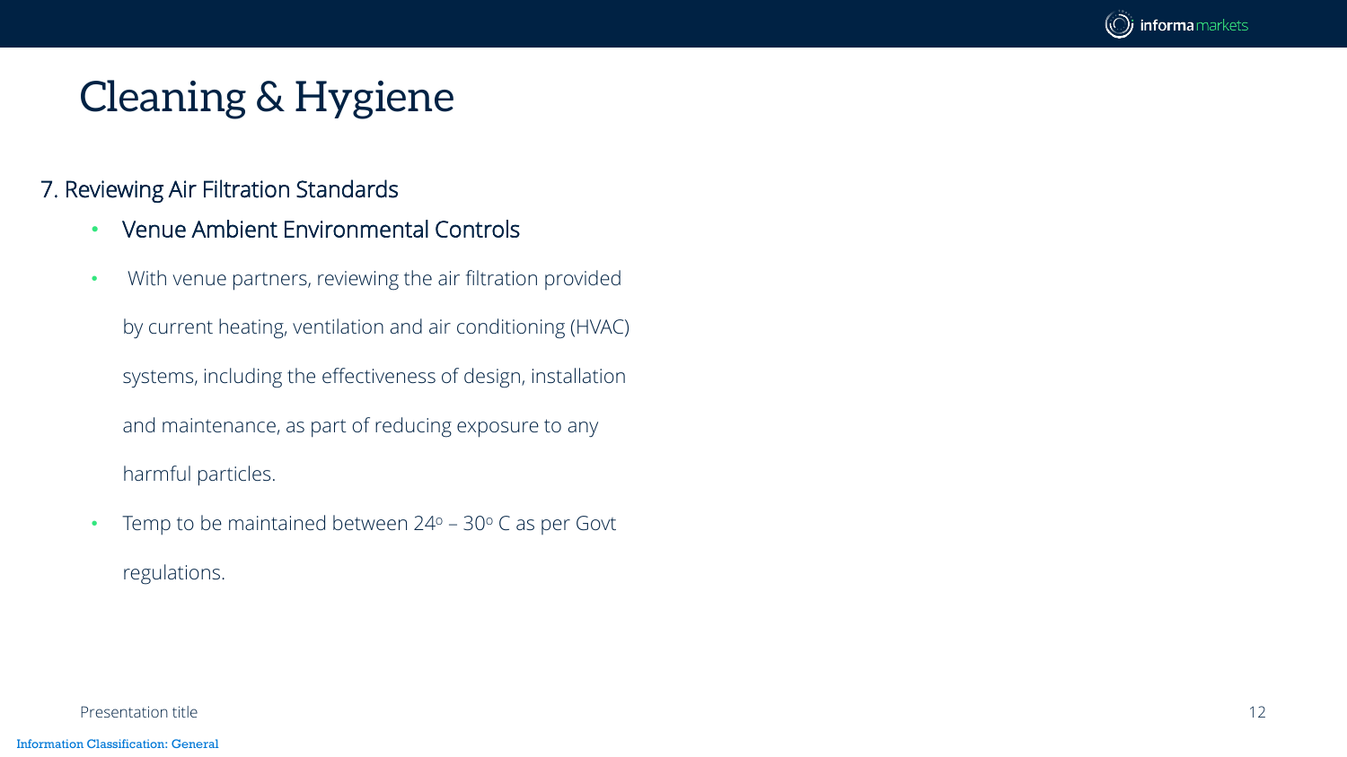# Cleaning & Hygiene

7. Reviewing Air Filtration Standards

- Venue Ambient Environmental Controls
- With venue partners, reviewing the air filtration provided by current heating, ventilation and air conditioning (HVAC) systems, including the effectiveness of design, installation and maintenance, as part of reducing exposure to any harmful particles.
- Temp to be maintained between $24^{o}$ – $30^{o}$ C as per Govt regulations.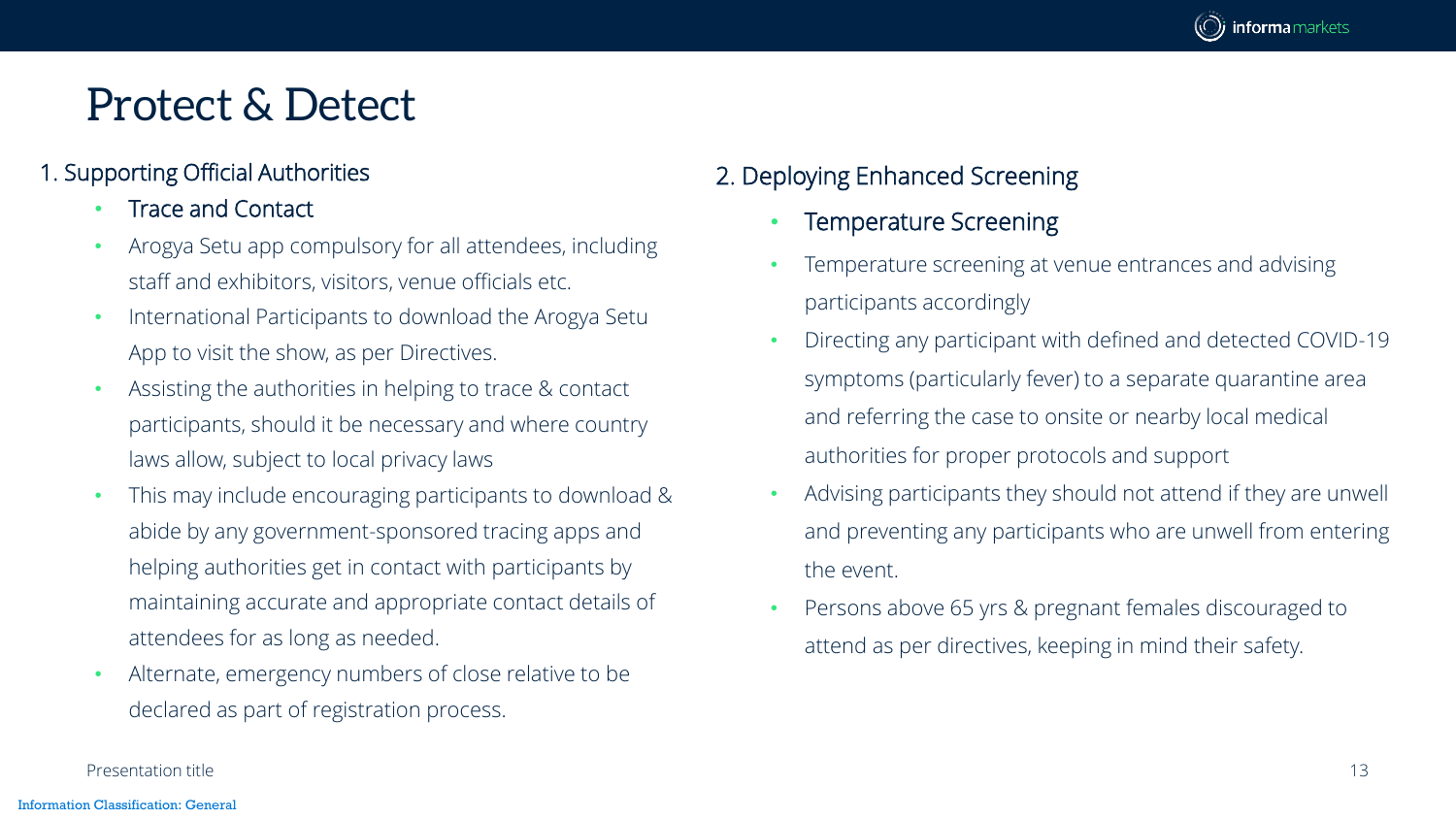# Protect & Detect

## 1. Supporting Official Authorities

- Trace and Contact
- Arogya Setu app compulsory for all attendees, including staff and exhibitors, visitors, venue officials etc.
- International Participants to download the Arogya Setu App to visit the show, as per Directives.
- Assisting the authorities in helping to trace & contact participants, should it be necessary and where country laws allow, subject to local privacy laws
- This may include encouraging participants to download & abide by any government-sponsored tracing apps and helping authorities get in contact with participants by maintaining accurate and appropriate contact details of attendees for as long as needed.
- Alternate, emergency numbers of close relative to be declared as part of registration process.

## 2. Deploying Enhanced Screening

- Temperature Screening
- Temperature screening at venue entrances and advising participants accordingly
- Directing any participant with defined and detected COVID-19 symptoms (particularly fever) to a separate quarantine area and referring the case to onsite or nearby local medical authorities for proper protocols and support
- Advising participants they should not attend if they are unwell and preventing any participants who are unwell from entering the event.
- Persons above 65 yrs & pregnant females discouraged to attend as per directives, keeping in mind their safety.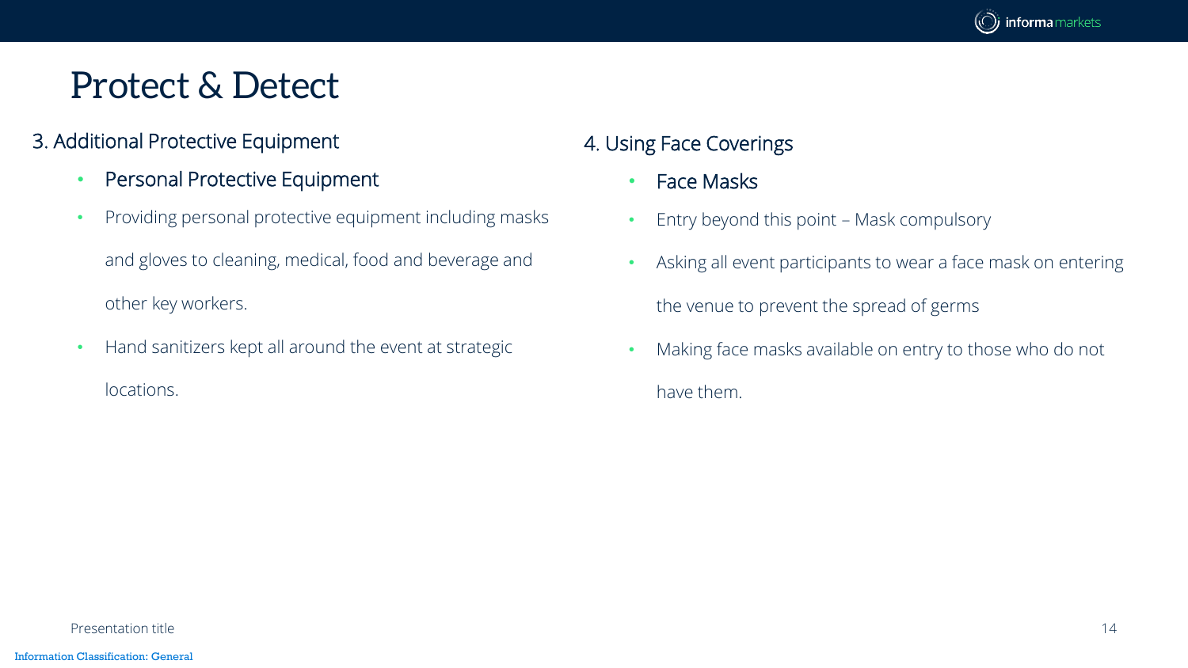# Protect & Detect

## 3. Additional Protective Equipment

- Personal Protective Equipment
- Providing personal protective equipment including masks and gloves to cleaning, medical, food and beverage and other key workers.
- Hand sanitizers kept all around the event at strategic locations.

## 4. Using Face Coverings

- Face Masks
- Entry beyond this point – Mask compulsory
- Asking all event participants to wear a face mask on entering the venue to prevent the spread of germs
- Making face masks available on entry to those who do not have them.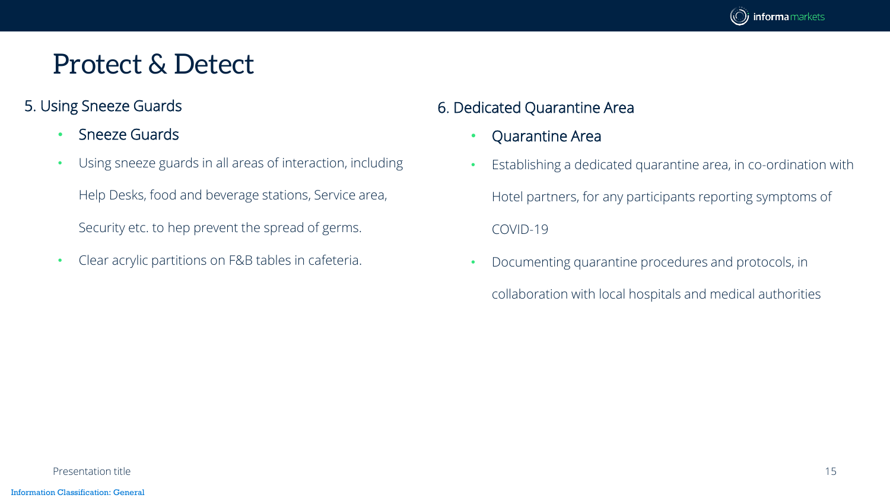# Protect & Detect

## 5. Using Sneeze Guards

- Sneeze Guards
- Using sneeze guards in all areas of interaction, including Help Desks, food and beverage stations, Service area, Security etc. to hep prevent the spread of germs.
- Clear acrylic partitions on F&B tables in cafeteria.

## 6. Dedicated Quarantine Area

- Quarantine Area
- Establishing a dedicated quarantine area, in co-ordination with Hotel partners, for any participants reporting symptoms of COVID-19
- Documenting quarantine procedures and protocols, in collaboration with local hospitals and medical authorities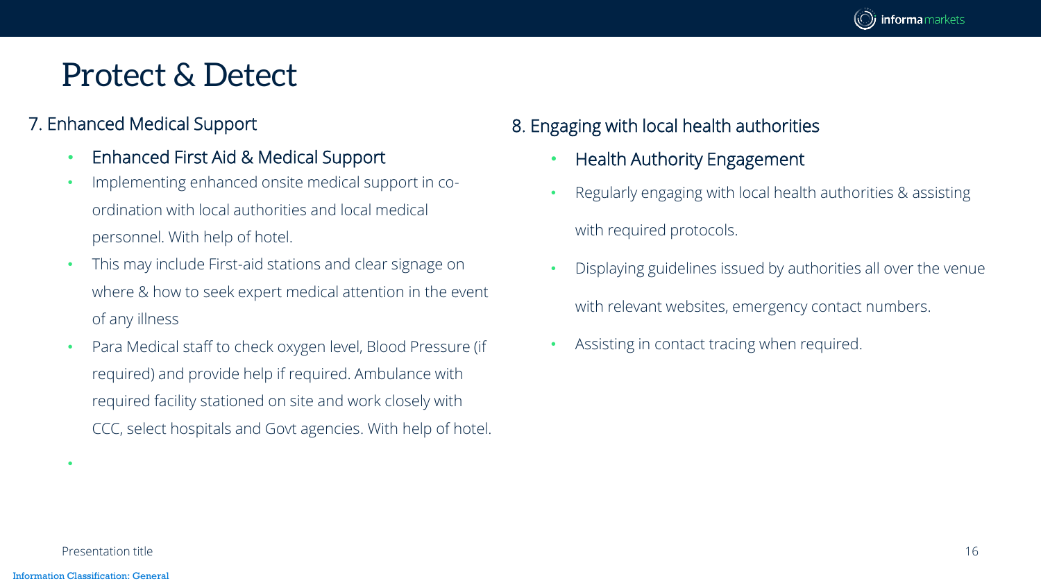# Protect & Detect

## 7. Enhanced Medical Support

- Enhanced First Aid & Medical Support
- Implementing enhanced onsite medical support in co-ordination with local authorities and local medical personnel. With help of hotel.
- This may include First-aid stations and clear signage on where & how to seek expert medical attention in the event of any illness
- Para Medical staff to check oxygen level, Blood Pressure (if required) and provide help if required. Ambulance with required facility stationed on site and work closely with CCC, select hospitals and Govt agencies. With help of hotel.

## 8. Engaging with local health authorities

- Health Authority Engagement
- Regularly engaging with local health authorities & assisting with required protocols.
- Displaying guidelines issued by authorities all over the venue with relevant websites, emergency contact numbers.
- Assisting in contact tracing when required.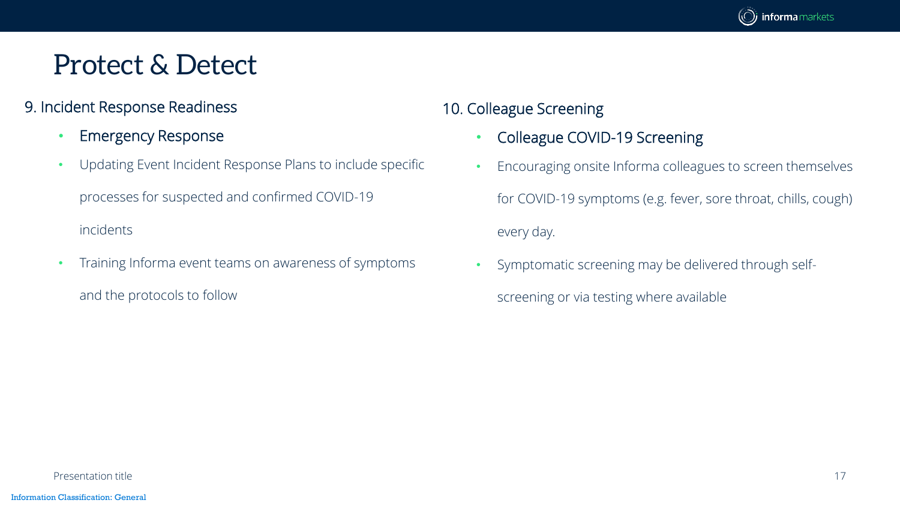# Protect & Detect

## 9. Incident Response Readiness

- Emergency Response
- Updating Event Incident Response Plans to include specific processes for suspected and confirmed COVID-19 incidents
- Training Informa event teams on awareness of symptoms and the protocols to follow

## 10. Colleague Screening

- Colleague COVID-19 Screening
- Encouraging onsite Informa colleagues to screen themselves for COVID-19 symptoms (e.g. fever, sore throat, chills, cough) every day.
- Symptomatic screening may be delivered through self-screening or via testing where available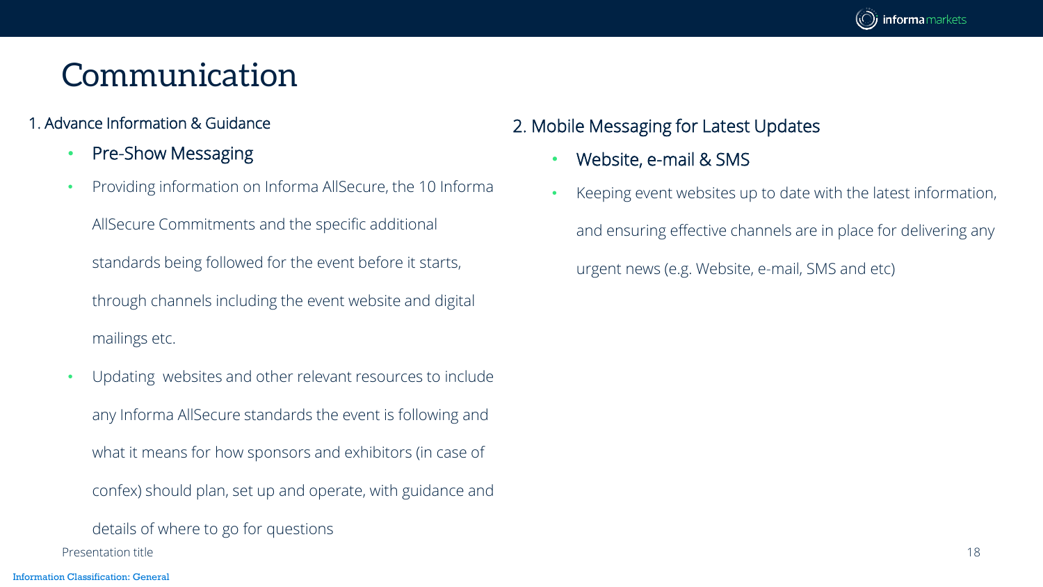# Communication

## 1. Advance Information & Guidance

- Pre-Show Messaging
- Providing information on Informa AllSecure, the 10 Informa AllSecure Commitments and the specific additional standards being followed for the event before it starts, through channels including the event website and digital mailings etc.
- Updating websites and other relevant resources to include any Informa AllSecure standards the event is following and what it means for how sponsors and exhibitors (in case of confex) should plan, set up and operate, with guidance and details of where to go for questions

## 2. Mobile Messaging for Latest Updates

- Website, e-mail & SMS
- Keeping event websites up to date with the latest information, and ensuring effective channels are in place for delivering any urgent news (e.g. Website, e-mail, SMS and etc)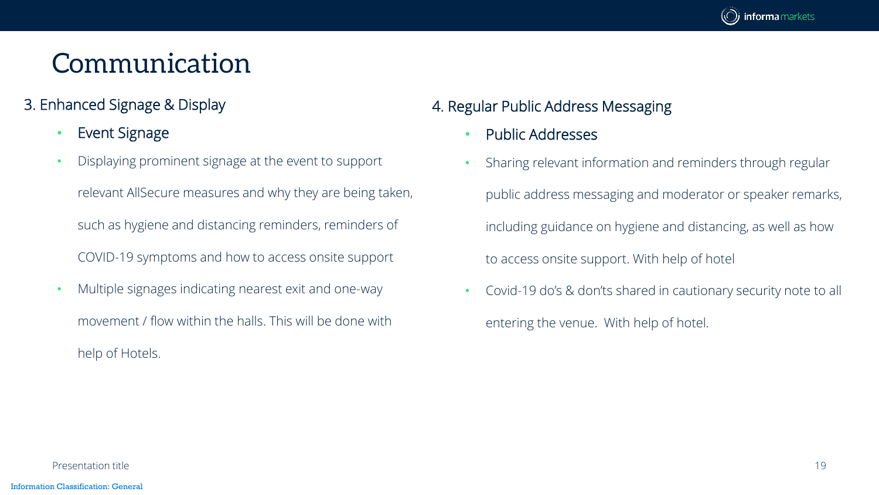# Communication

## 3. Enhanced Signage & Display

- Event Signage
- Displaying prominent signage at the event to support relevant AllSecure measures and why they are being taken, such as hygiene and distancing reminders, reminders of COVID-19 symptoms and how to access onsite support
- Multiple signages indicating nearest exit and one-way movement / flow within the halls. This will be done with help of Hotels.

## 4. Regular Public Address Messaging

- Public Addresses
- Sharing relevant information and reminders through regular public address messaging and moderator or speaker remarks, including guidance on hygiene and distancing, as well as how to access onsite support. With help of hotel
- Covid-19 do's & don'ts shared in cautionary security note to all entering the venue. With help of hotel.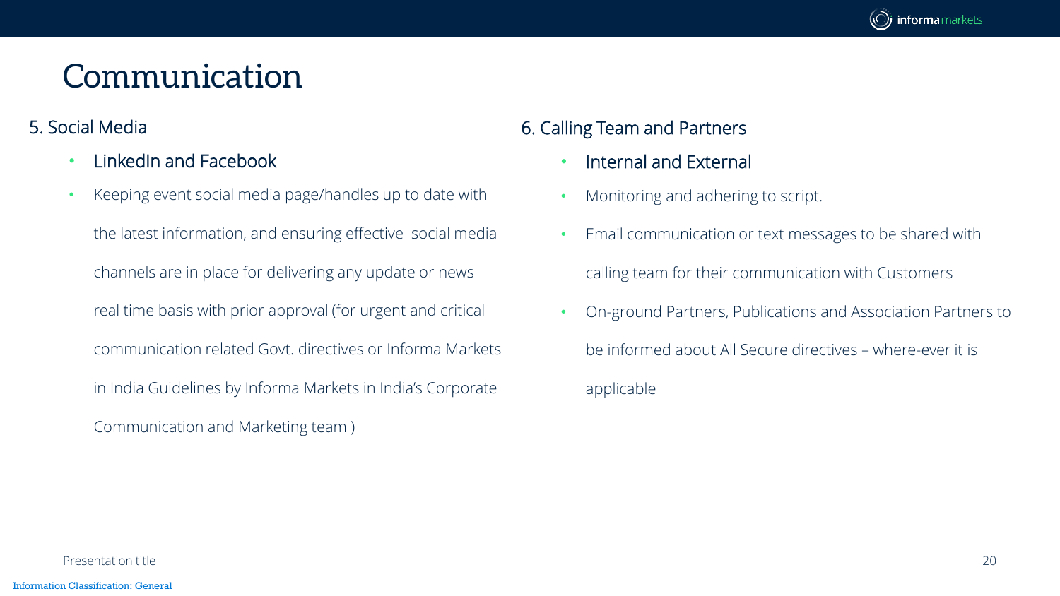# Communication

## 5. Social Media

- LinkedIn and Facebook
- Keeping event social media page/handles up to date with the latest information, and ensuring effective social media channels are in place for delivering any update or news real time basis with prior approval (for urgent and critical communication related Govt. directives or Informa Markets in India Guidelines by Informa Markets in India's Corporate Communication and Marketing team )

## 6. Calling Team and Partners

- Internal and External
- Monitoring and adhering to script.
- Email communication or text messages to be shared with calling team for their communication with Customers
- On-ground Partners, Publications and Association Partners to be informed about All Secure directives – where-ever it is applicable

Information Classification: General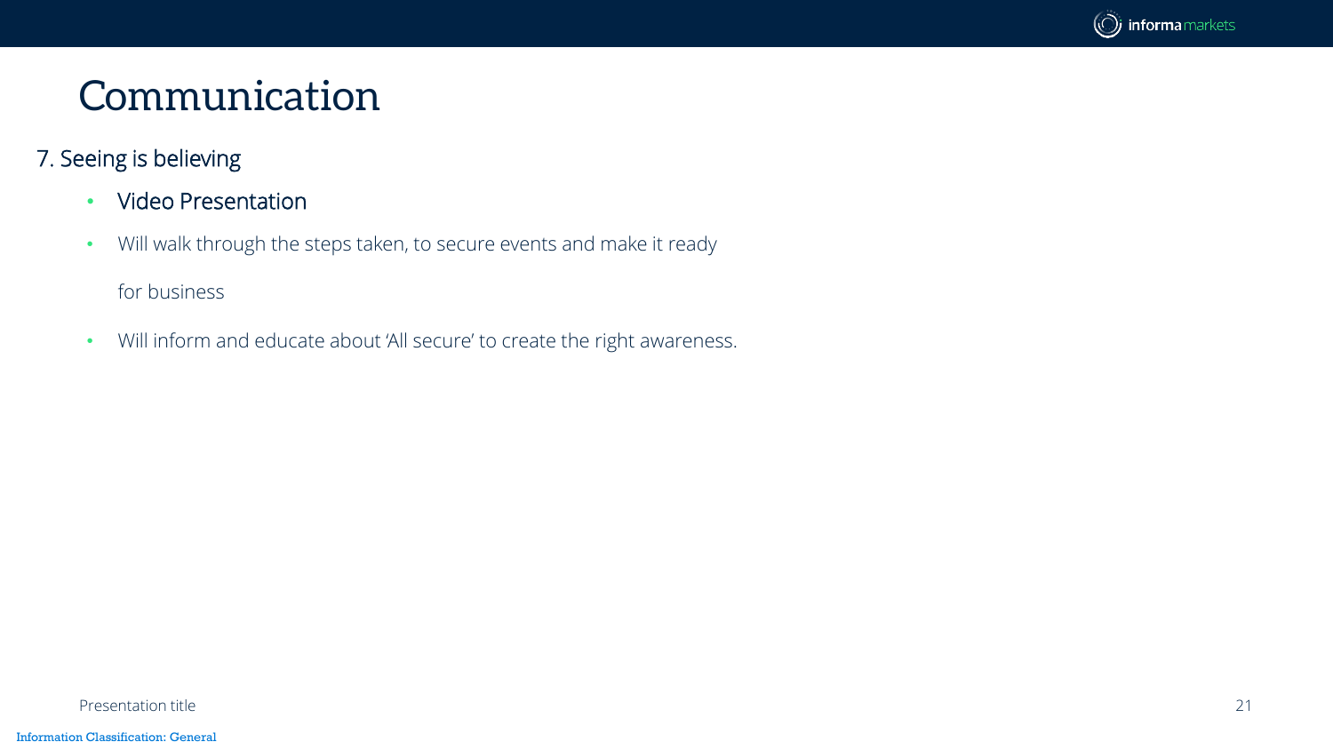# Communication

7. Seeing is believing

- Video Presentation
- Will walk through the steps taken, to secure events and make it ready for business
- Will inform and educate about 'All secure' to create the right awareness.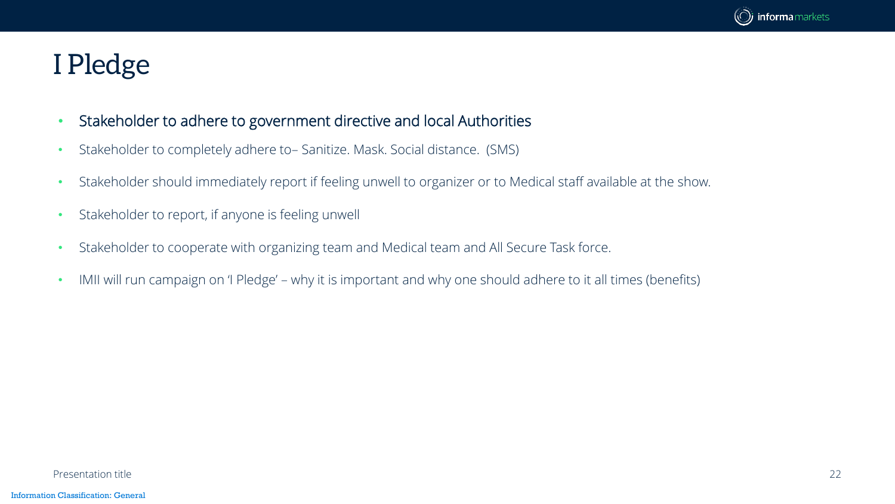# I Pledge

- Stakeholder to adhere to government directive and local Authorities
- Stakeholder to completely adhere to– Sanitize. Mask. Social distance. (SMS)
- Stakeholder should immediately report if feeling unwell to organizer or to Medical staff available at the show.
- Stakeholder to report, if anyone is feeling unwell
- Stakeholder to cooperate with organizing team and Medical team and All Secure Task force.
- IMII will run campaign on 'I Pledge' – why it is important and why one should adhere to it all times (benefits)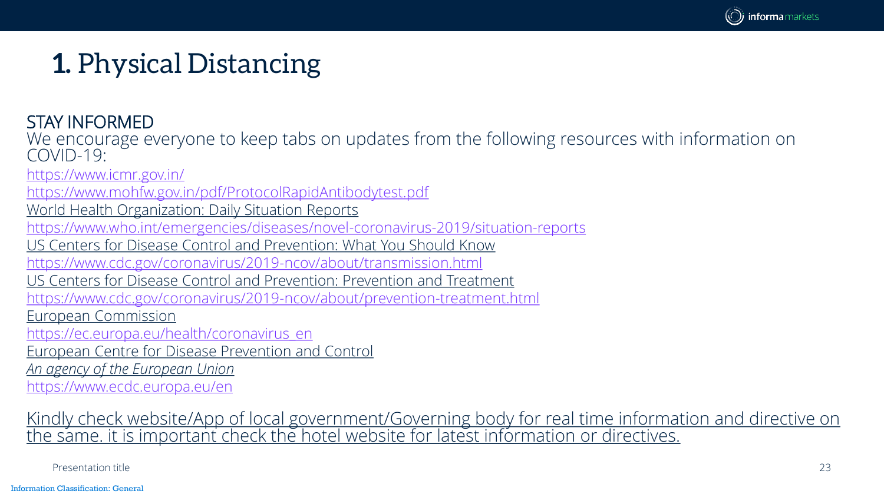# 1. Physical Distancing

STAY INFORMED

We encourage everyone to keep tabs on updates from the following resources with information on COVID-19:

https://www.icmr.gov.in/

https://www.mohfw.gov.in/pdf/ProtocolRapidAntibodytest.pdf

World Health Organization: Daily Situation Reports

https://www.who.int/emergencies/diseases/novel-coronavirus-2019/situation-reports

US Centers for Disease Control and Prevention: What You Should Know

https://www.cdc.gov/coronavirus/2019-ncov/about/transmission.html

US Centers for Disease Control and Prevention: Prevention and Treatment

https://www.cdc.gov/coronavirus/2019-ncov/about/prevention-treatment.html

European Commission

https://ec.europa.eu/health/coronavirus_en

European Centre for Disease Prevention and Control

*An agency of the European Union*

https://www.ecdc.europa.eu/en

Kindly check website/App of local government/Governing body for real time information and directive on the same. it is important check the hotel website for latest information or directives.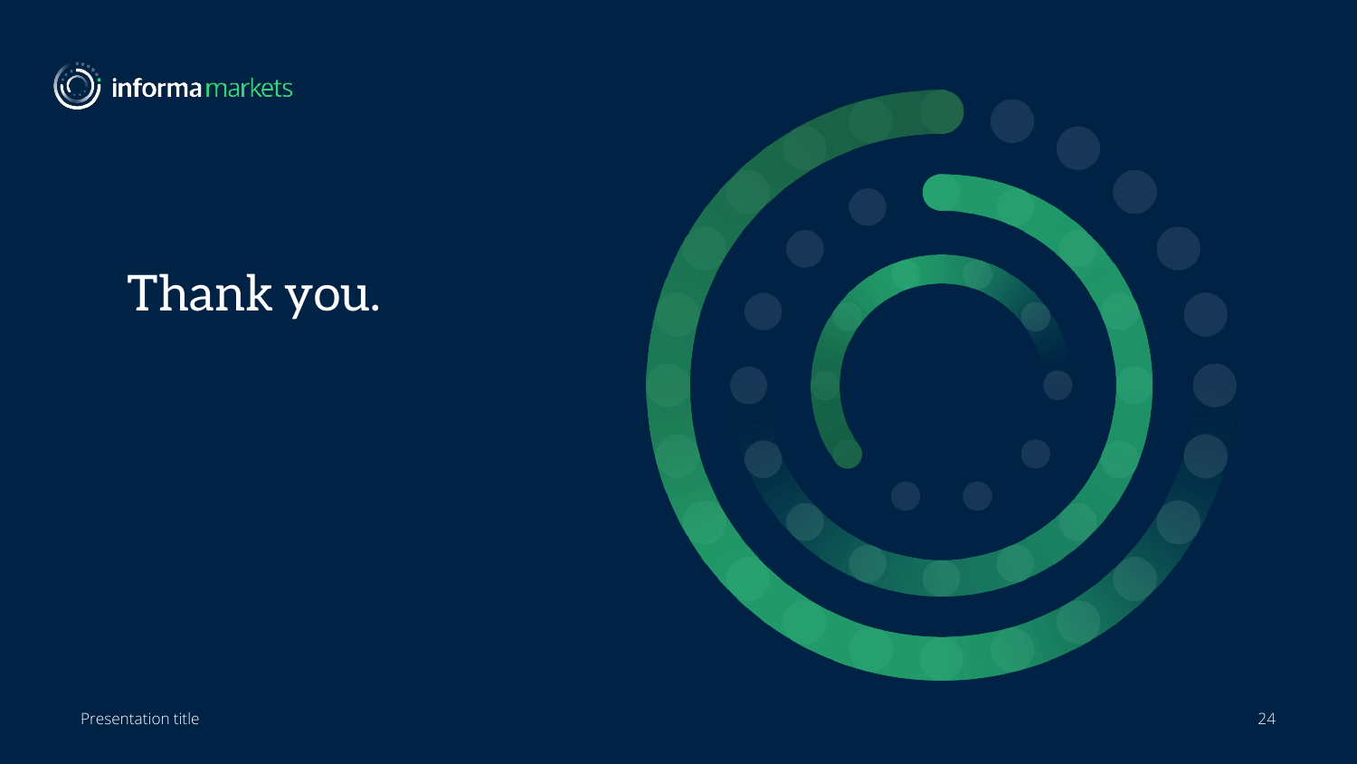# Thank you.